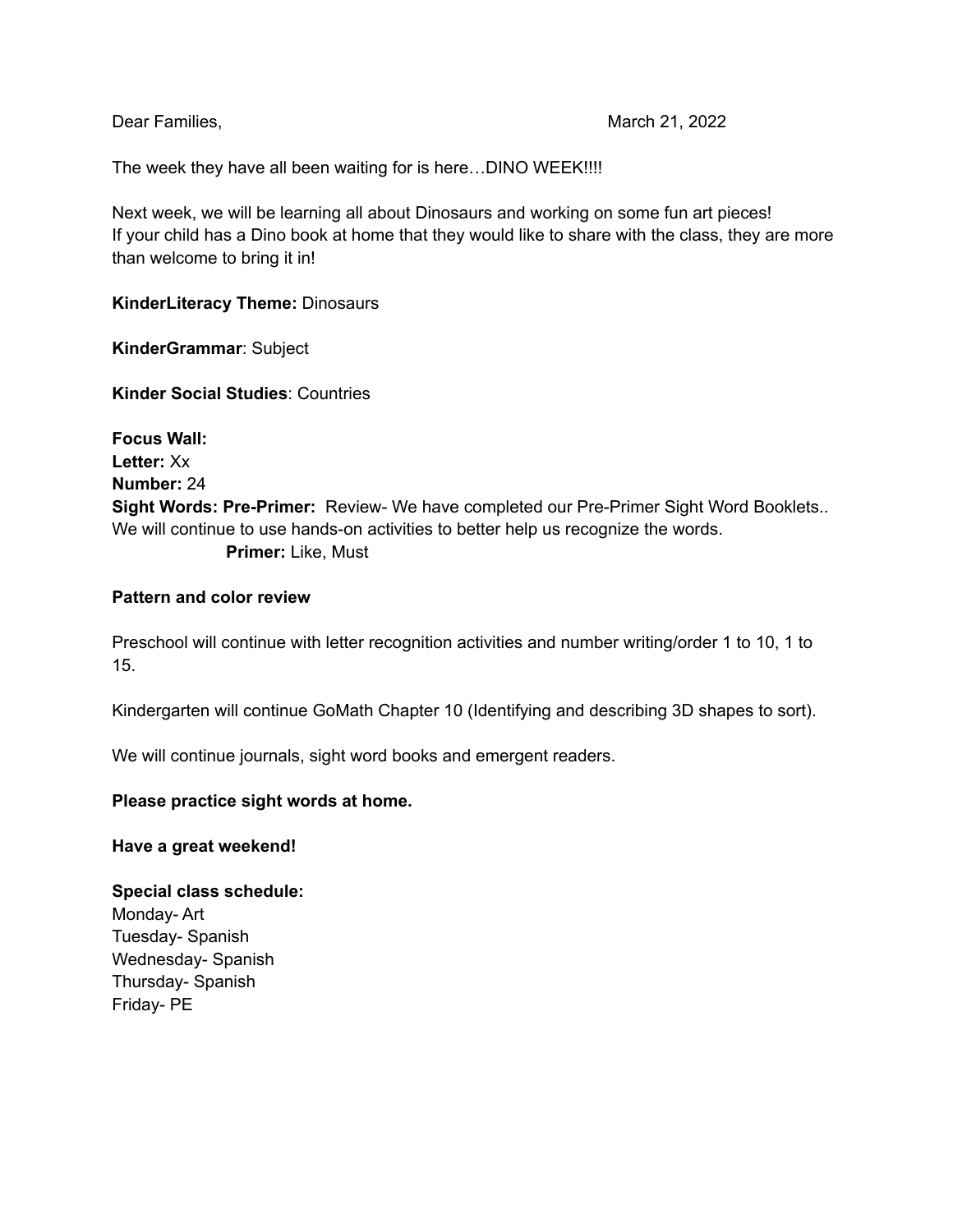Dear Families, March 21, 2022

The week they have all been waiting for is here…DINO WEEK!!!!

Next week, we will be learning all about Dinosaurs and working on some fun art pieces!
If your child has a Dino book at home that they would like to share with the class, they are more than welcome to bring it in!

**KinderLiteracy Theme:** Dinosaurs

**KinderGrammar**: Subject

**Kinder Social Studies**: Countries

**Focus Wall:**
**Letter:** Xx
**Number:** 24
**Sight Words: Pre-Primer:** Review- We have completed our Pre-Primer Sight Word Booklets.. We will continue to use hands-on activities to better help us recognize the words.
**Primer:** Like, Must

**Pattern and color review**

Preschool will continue with letter recognition activities and number writing/order 1 to 10, 1 to 15.

Kindergarten will continue GoMath Chapter 10 (Identifying and describing 3D shapes to sort).

We will continue journals, sight word books and emergent readers.

**Please practice sight words at home.**

**Have a great weekend!**

**Special class schedule:**
Monday- Art
Tuesday- Spanish
Wednesday- Spanish
Thursday- Spanish
Friday- PE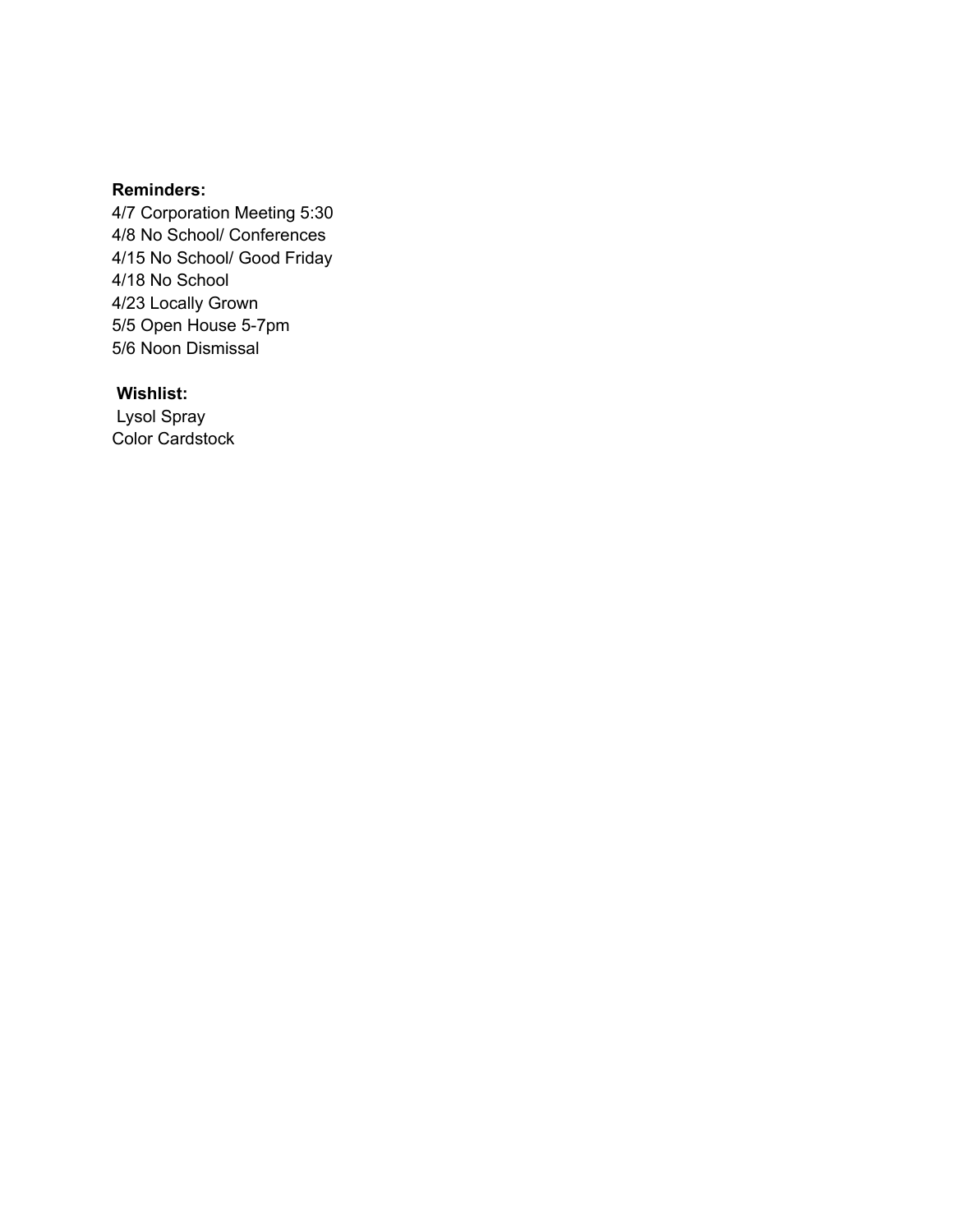**Reminders:**

4/7 Corporation Meeting 5:30
4/8 No School/ Conferences
4/15 No School/ Good Friday
4/18 No School
4/23 Locally Grown
5/5 Open House 5-7pm
5/6 Noon Dismissal

**Wishlist:**

Lysol Spray
Color Cardstock